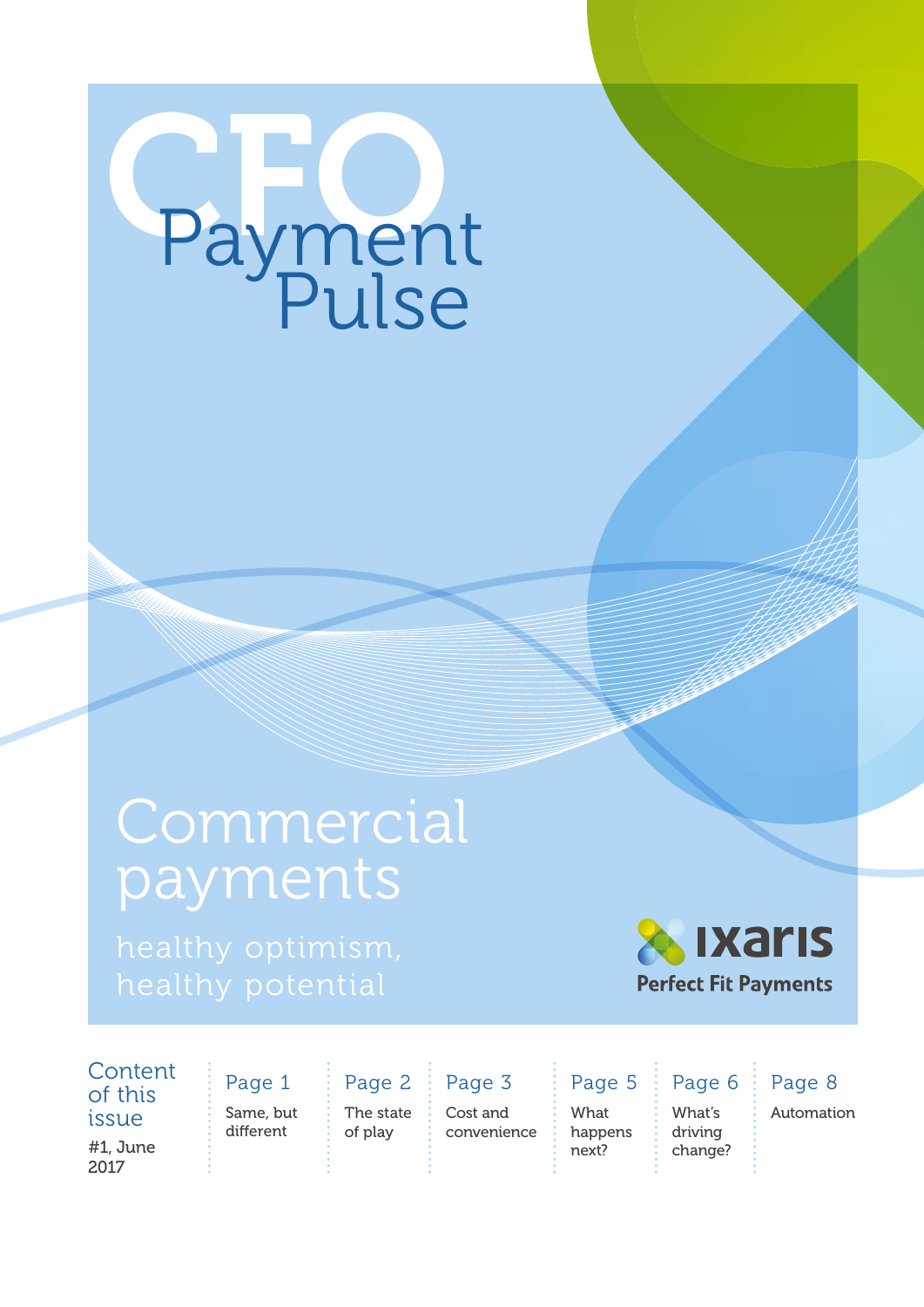# CFO Payment Pulse

## Commercial payments

healthy optimism, healthy potential

ixaris
Perfect Fit Payments

### Content of this issue

#1, June 2017

- Page 1 — Same, but different
- Page 2 — The state of play
- Page 3 — Cost and convenience
- Page 5 — What happens next?
- Page 6 — What's driving change?
- Page 8 — Automation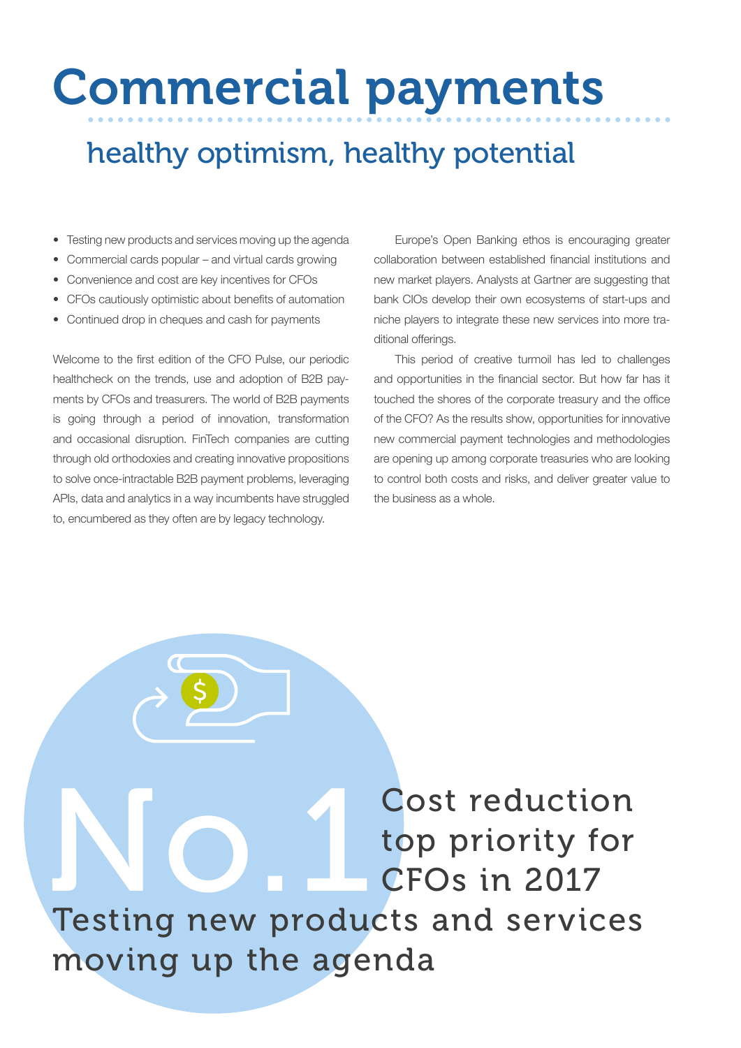# Commercial payments

## healthy optimism, healthy potential

- Testing new products and services moving up the agenda
- Commercial cards popular – and virtual cards growing
- Convenience and cost are key incentives for CFOs
- CFOs cautiously optimistic about benefits of automation
- Continued drop in cheques and cash for payments

Welcome to the first edition of the CFO Pulse, our periodic healthcheck on the trends, use and adoption of B2B payments by CFOs and treasurers. The world of B2B payments is going through a period of innovation, transformation and occasional disruption. FinTech companies are cutting through old orthodoxies and creating innovative propositions to solve once-intractable B2B payment problems, leveraging APIs, data and analytics in a way incumbents have struggled to, encumbered as they often are by legacy technology.

Europe's Open Banking ethos is encouraging greater collaboration between established financial institutions and new market players. Analysts at Gartner are suggesting that bank CIOs develop their own ecosystems of start-ups and niche players to integrate these new services into more traditional offerings.

This period of creative turmoil has led to challenges and opportunities in the financial sector. But how far has it touched the shores of the corporate treasury and the office of the CFO? As the results show, opportunities for innovative new commercial payment technologies and methodologies are opening up among corporate treasuries who are looking to control both costs and risks, and deliver greater value to the business as a whole.

**No.1** Cost reduction top priority for CFOs in 2017

Testing new products and services moving up the agenda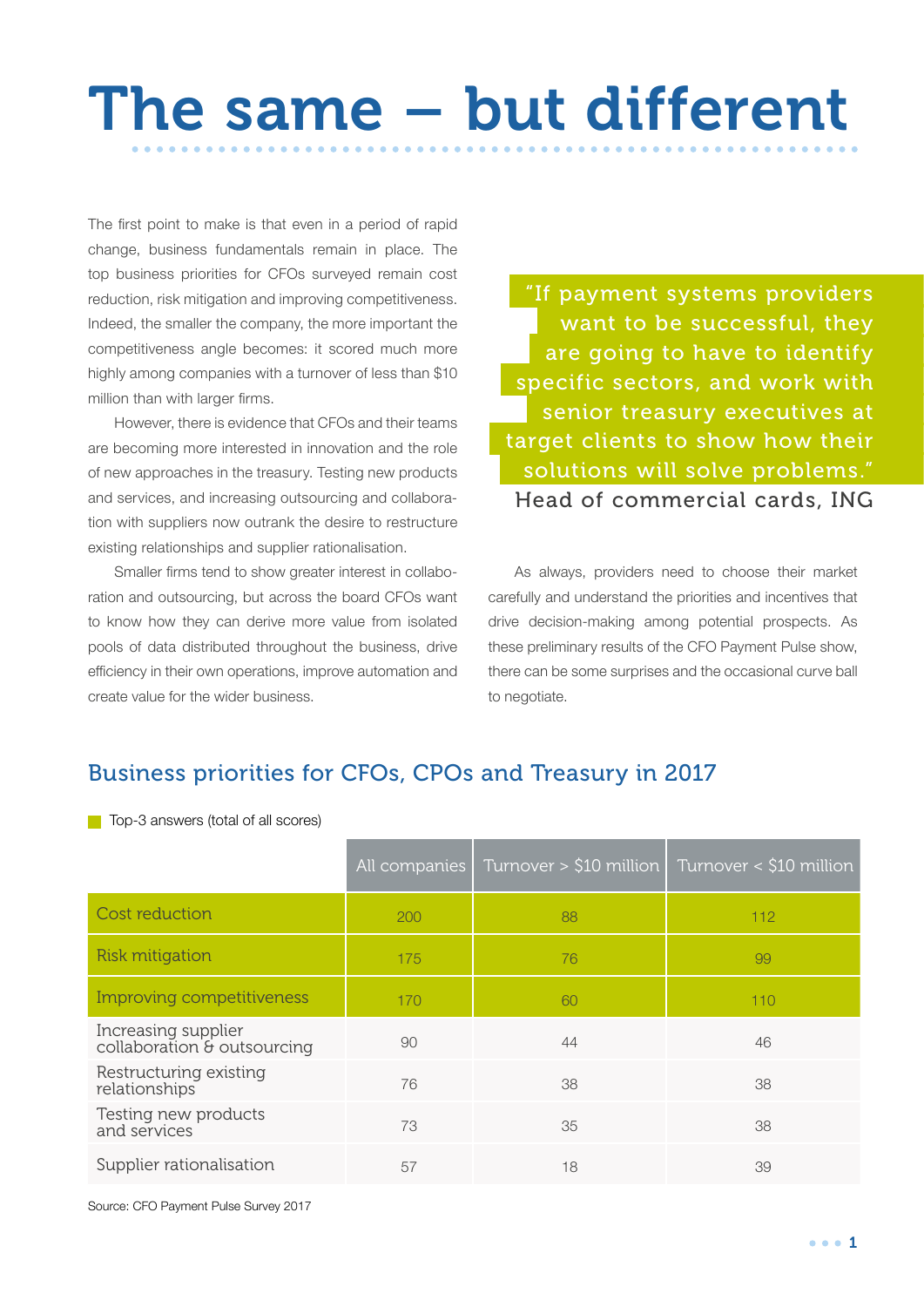# The same – but different

The first point to make is that even in a period of rapid change, business fundamentals remain in place. The top business priorities for CFOs surveyed remain cost reduction, risk mitigation and improving competitiveness. Indeed, the smaller the company, the more important the competitiveness angle becomes: it scored much more highly among companies with a turnover of less than $10 million than with larger firms.

However, there is evidence that CFOs and their teams are becoming more interested in innovation and the role of new approaches in the treasury. Testing new products and services, and increasing outsourcing and collaboration with suppliers now outrank the desire to restructure existing relationships and supplier rationalisation.

Smaller firms tend to show greater interest in collaboration and outsourcing, but across the board CFOs want to know how they can derive more value from isolated pools of data distributed throughout the business, drive efficiency in their own operations, improve automation and create value for the wider business.

> "If payment systems providers want to be successful, they are going to have to identify specific sectors, and work with senior treasury executives at target clients to show how their solutions will solve problems."
>
> Head of commercial cards, ING

As always, providers need to choose their market carefully and understand the priorities and incentives that drive decision-making among potential prospects. As these preliminary results of the CFO Payment Pulse show, there can be some surprises and the occasional curve ball to negotiate.

## Business priorities for CFOs, CPOs and Treasury in 2017

Top-3 answers (total of all scores)

| | All companies | Turnover > $10 million | Turnover < $10 million |
|---|---|---|---|
| Cost reduction | 200 | 88 | 112 |
| Risk mitigation | 175 | 76 | 99 |
| Improving competitiveness | 170 | 60 | 110 |
| Increasing supplier collaboration & outsourcing | 90 | 44 | 46 |
| Restructuring existing relationships | 76 | 38 | 38 |
| Testing new products and services | 73 | 35 | 38 |
| Supplier rationalisation | 57 | 18 | 39 |

Source: CFO Payment Pulse Survey 2017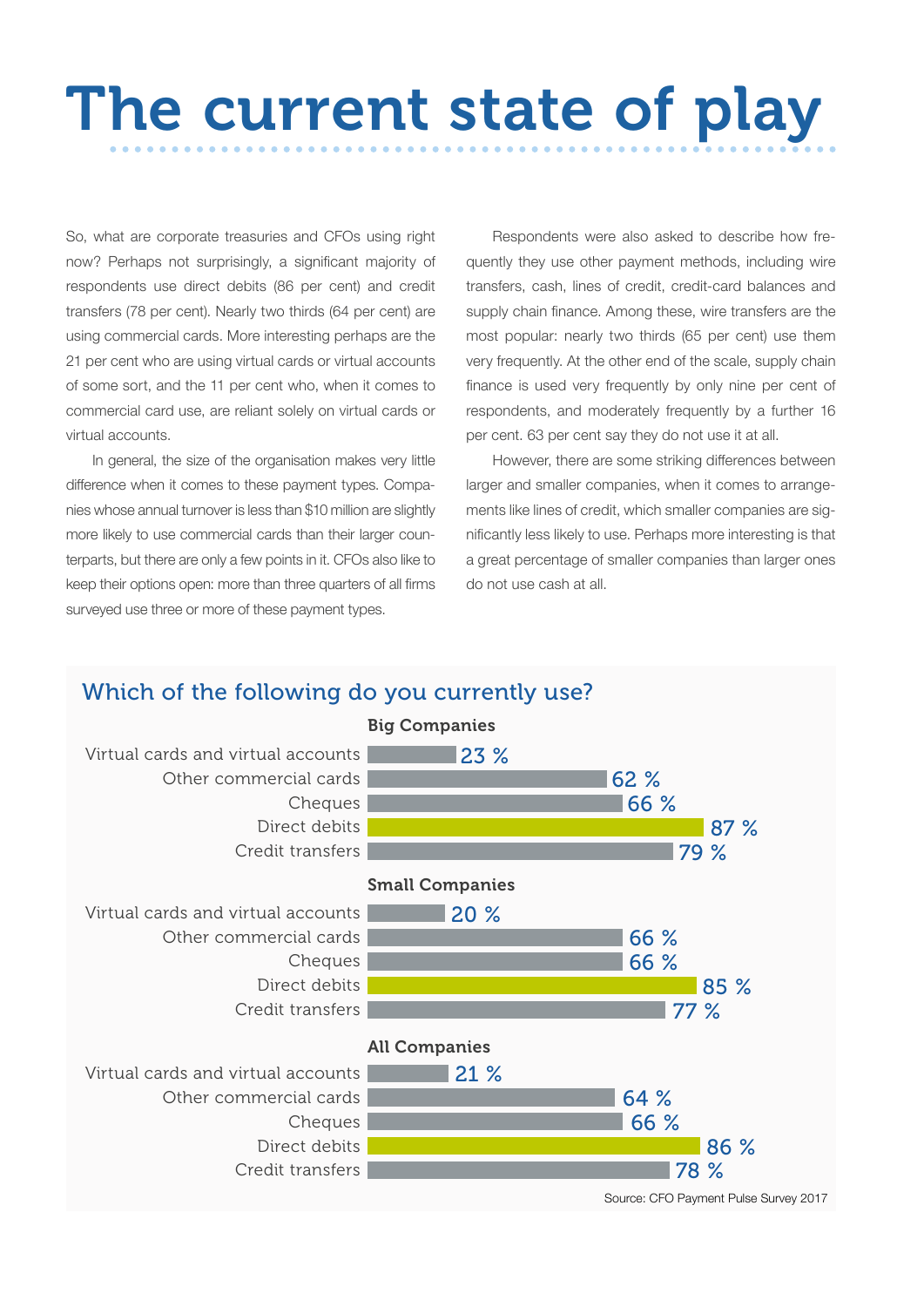# The current state of play

So, what are corporate treasuries and CFOs using right now? Perhaps not surprisingly, a significant majority of respondents use direct debits (86 per cent) and credit transfers (78 per cent). Nearly two thirds (64 per cent) are using commercial cards. More interesting perhaps are the 21 per cent who are using virtual cards or virtual accounts of some sort, and the 11 per cent who, when it comes to commercial card use, are reliant solely on virtual cards or virtual accounts.

In general, the size of the organisation makes very little difference when it comes to these payment types. Companies whose annual turnover is less than $10 million are slightly more likely to use commercial cards than their larger counterparts, but there are only a few points in it. CFOs also like to keep their options open: more than three quarters of all firms surveyed use three or more of these payment types.

Respondents were also asked to describe how frequently they use other payment methods, including wire transfers, cash, lines of credit, credit-card balances and supply chain finance. Among these, wire transfers are the most popular: nearly two thirds (65 per cent) use them very frequently. At the other end of the scale, supply chain finance is used very frequently by only nine per cent of respondents, and moderately frequently by a further 16 per cent. 63 per cent say they do not use it at all.

However, there are some striking differences between larger and smaller companies, when it comes to arrangements like lines of credit, which smaller companies are significantly less likely to use. Perhaps more interesting is that a great percentage of smaller companies than larger ones do not use cash at all.

## Which of the following do you currently use?

| | Big Companies | Small Companies | All Companies |
|---|---|---|---|
| Virtual cards and virtual accounts | 23 % | 20 % | 21 % |
| Other commercial cards | 62 % | 66 % | 64 % |
| Cheques | 66 % | 66 % | 66 % |
| Direct debits | 87 % | 85 % | 86 % |
| Credit transfers | 79 % | 77 % | 78 % |

Source: CFO Payment Pulse Survey 2017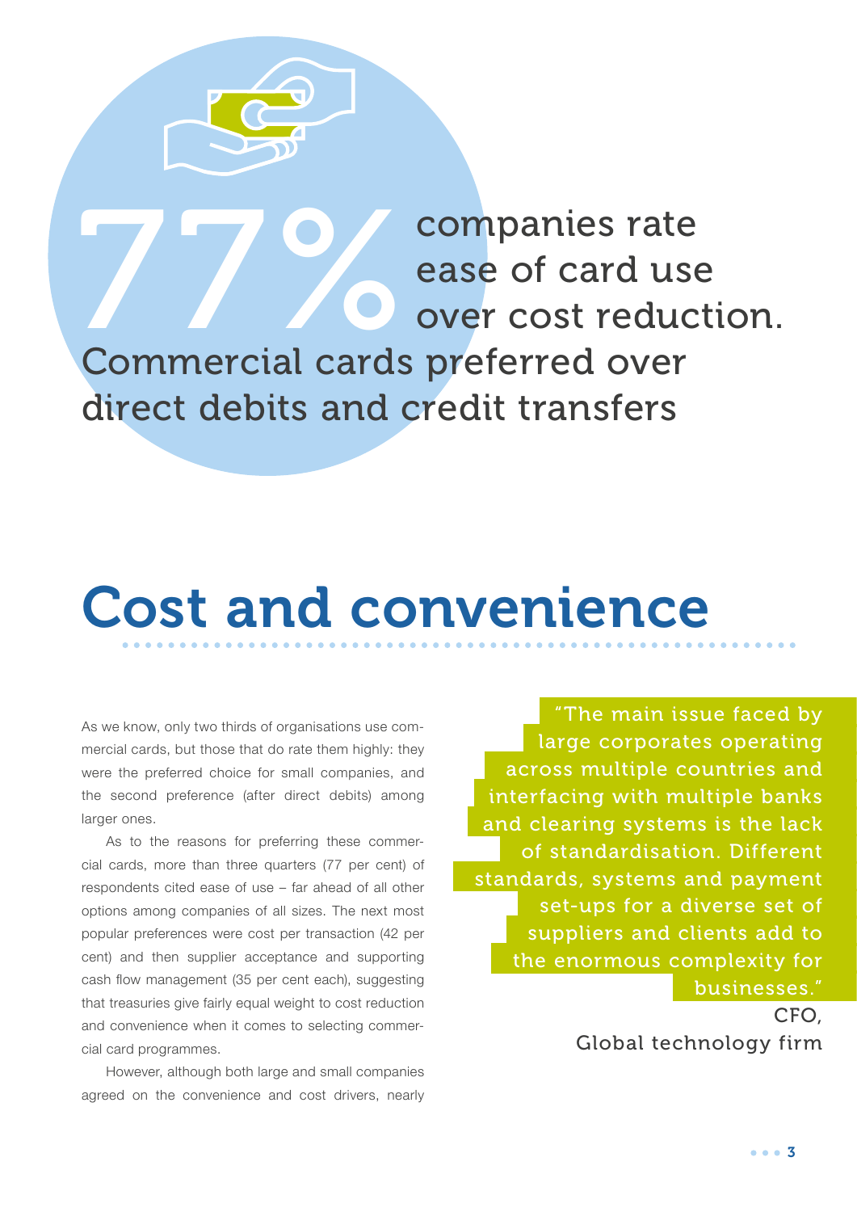**77%** companies rate ease of card use over cost reduction. Commercial cards preferred over direct debits and credit transfers

# Cost and convenience

As we know, only two thirds of organisations use commercial cards, but those that do rate them highly: they were the preferred choice for small companies, and the second preference (after direct debits) among larger ones.

As to the reasons for preferring these commercial cards, more than three quarters (77 per cent) of respondents cited ease of use – far ahead of all other options among companies of all sizes. The next most popular preferences were cost per transaction (42 per cent) and then supplier acceptance and supporting cash flow management (35 per cent each), suggesting that treasuries give fairly equal weight to cost reduction and convenience when it comes to selecting commercial card programmes.

However, although both large and small companies agreed on the convenience and cost drivers, nearly

> "The main issue faced by large corporates operating across multiple countries and interfacing with multiple banks and clearing systems is the lack of standardisation. Different standards, systems and payment set-ups for a diverse set of suppliers and clients add to the enormous complexity for businesses."
>
> CFO,
> Global technology firm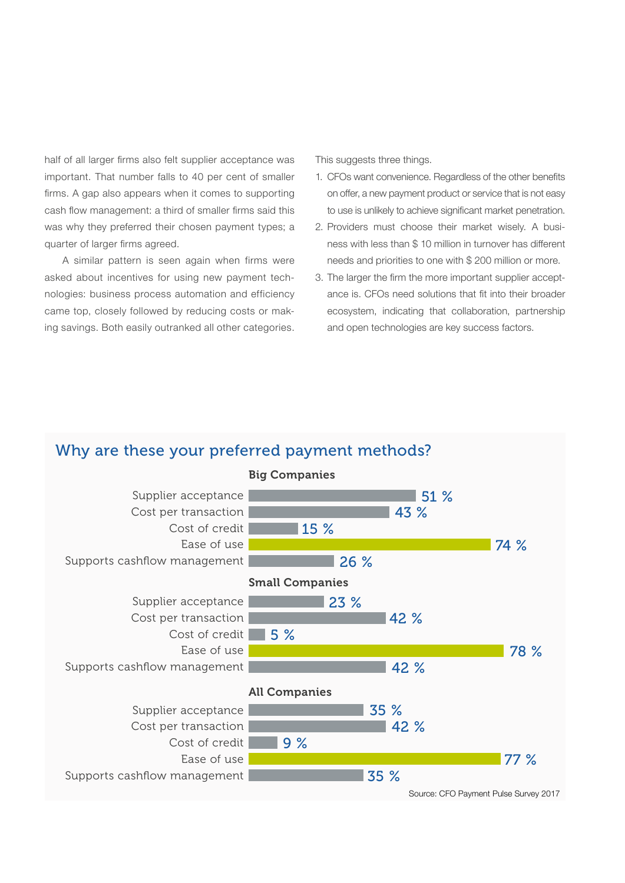half of all larger firms also felt supplier acceptance was important. That number falls to 40 per cent of smaller firms. A gap also appears when it comes to supporting cash flow management: a third of smaller firms said this was why they preferred their chosen payment types; a quarter of larger firms agreed.

A similar pattern is seen again when firms were asked about incentives for using new payment technologies: business process automation and efficiency came top, closely followed by reducing costs or making savings. Both easily outranked all other categories.

This suggests three things.

1. CFOs want convenience. Regardless of the other benefits on offer, a new payment product or service that is not easy to use is unlikely to achieve significant market penetration.
2. Providers must choose their market wisely. A business with less than $ 10 million in turnover has different needs and priorities to one with $ 200 million or more.
3. The larger the firm the more important supplier acceptance is. CFOs need solutions that fit into their broader ecosystem, indicating that collaboration, partnership and open technologies are key success factors.

## Why are these your preferred payment methods?

**Big Companies**

| Reason | % |
|---|---|
| Supplier acceptance | 51 % |
| Cost per transaction | 43 % |
| Cost of credit | 15 % |
| Ease of use | 74 % |
| Supports cashflow management | 26 % |

**Small Companies**

| Reason | % |
|---|---|
| Supplier acceptance | 23 % |
| Cost per transaction | 42 % |
| Cost of credit | 5 % |
| Ease of use | 78 % |
| Supports cashflow management | 42 % |

**All Companies**

| Reason | % |
|---|---|
| Supplier acceptance | 35 % |
| Cost per transaction | 42 % |
| Cost of credit | 9 % |
| Ease of use | 77 % |
| Supports cashflow management | 35 % |

Source: CFO Payment Pulse Survey 2017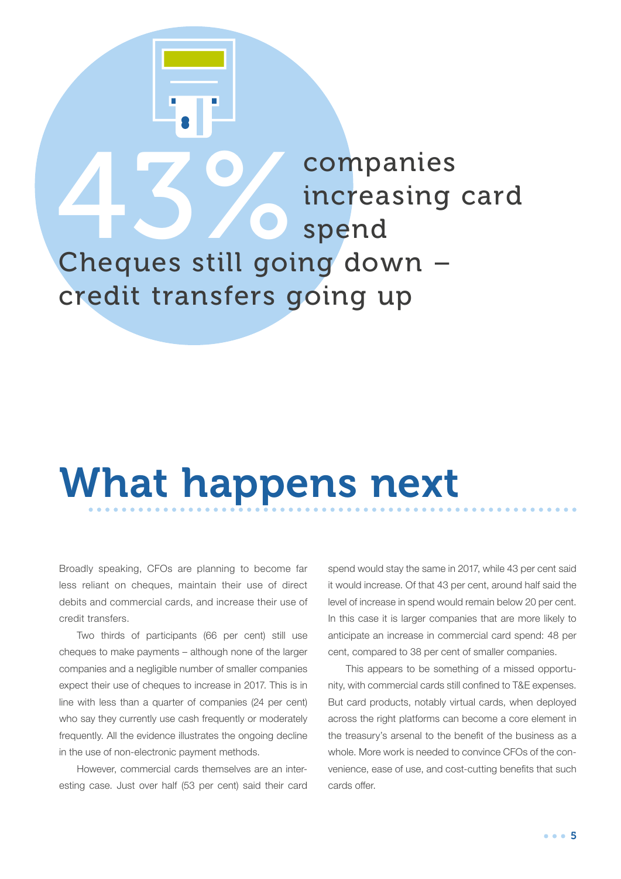43% companies increasing card spend

Cheques still going down – credit transfers going up

# What happens next

Broadly speaking, CFOs are planning to become far less reliant on cheques, maintain their use of direct debits and commercial cards, and increase their use of credit transfers.

Two thirds of participants (66 per cent) still use cheques to make payments – although none of the larger companies and a negligible number of smaller companies expect their use of cheques to increase in 2017. This is in line with less than a quarter of companies (24 per cent) who say they currently use cash frequently or moderately frequently. All the evidence illustrates the ongoing decline in the use of non-electronic payment methods.

However, commercial cards themselves are an interesting case. Just over half (53 per cent) said their card spend would stay the same in 2017, while 43 per cent said it would increase. Of that 43 per cent, around half said the level of increase in spend would remain below 20 per cent. In this case it is larger companies that are more likely to anticipate an increase in commercial card spend: 48 per cent, compared to 38 per cent of smaller companies.

This appears to be something of a missed opportunity, with commercial cards still confined to T&E expenses. But card products, notably virtual cards, when deployed across the right platforms can become a core element in the treasury's arsenal to the benefit of the business as a whole. More work is needed to convince CFOs of the convenience, ease of use, and cost-cutting benefits that such cards offer.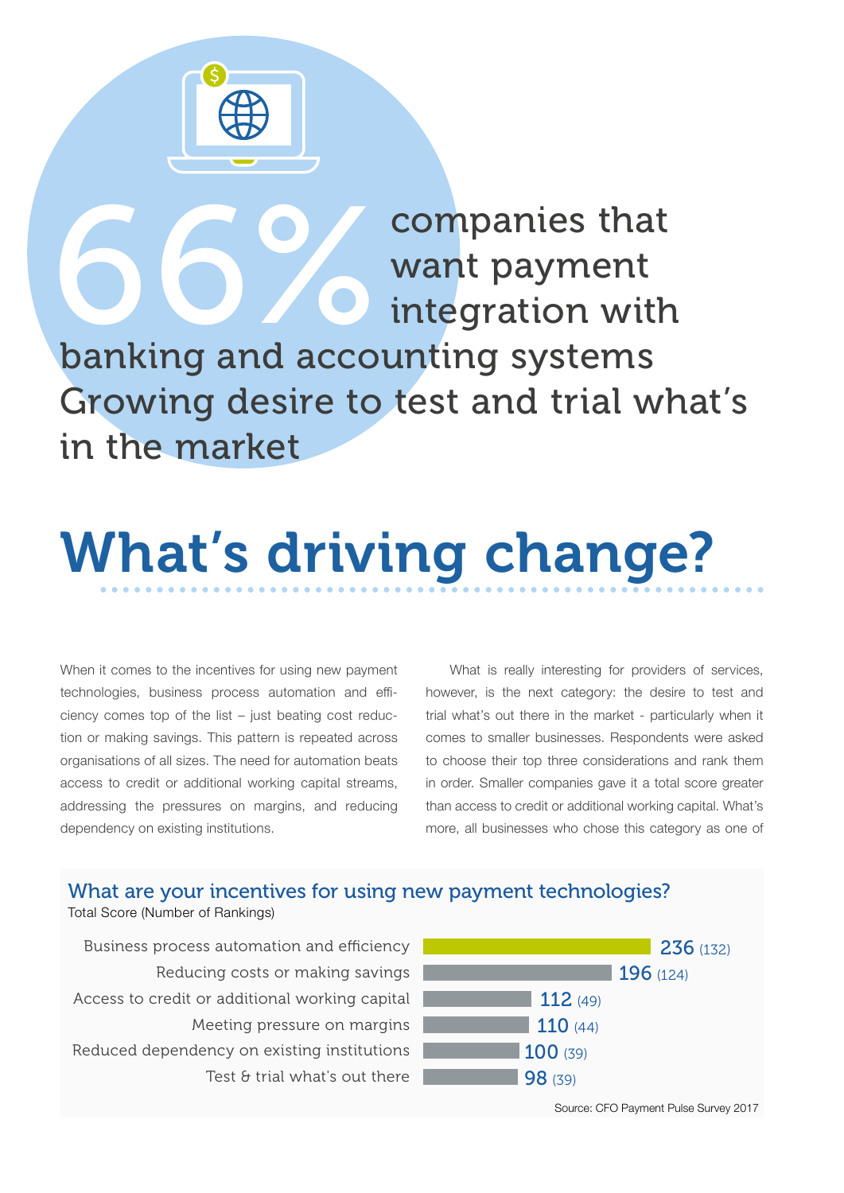**66%** companies that want payment integration with banking and accounting systems

Growing desire to test and trial what's in the market

# What's driving change?

When it comes to the incentives for using new payment technologies, business process automation and efficiency comes top of the list – just beating cost reduction or making savings. This pattern is repeated across organisations of all sizes. The need for automation beats access to credit or additional working capital streams, addressing the pressures on margins, and reducing dependency on existing institutions.

What is really interesting for providers of services, however, is the next category: the desire to test and trial what's out there in the market - particularly when it comes to smaller businesses. Respondents were asked to choose their top three considerations and rank them in order. Smaller companies gave it a total score greater than access to credit or additional working capital. What's more, all businesses who chose this category as one of

### What are your incentives for using new payment technologies?

Total Score (Number of Rankings)

| Incentive | Total Score | (Number of Rankings) |
|---|---|---|
| Business process automation and efficiency | 236 | (132) |
| Reducing costs or making savings | 196 | (124) |
| Access to credit or additional working capital | 112 | (49) |
| Meeting pressure on margins | 110 | (44) |
| Reduced dependency on existing institutions | 100 | (39) |
| Test & trial what's out there | 98 | (39) |

Source: CFO Payment Pulse Survey 2017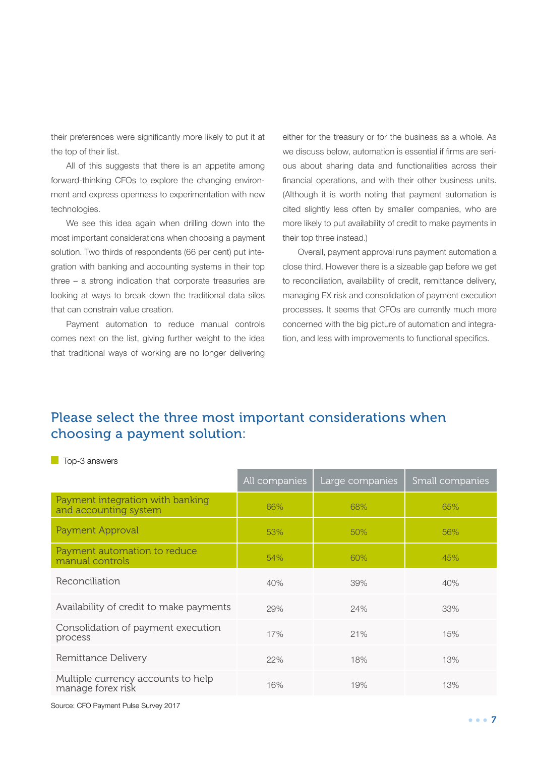their preferences were significantly more likely to put it at the top of their list.

All of this suggests that there is an appetite among forward-thinking CFOs to explore the changing environment and express openness to experimentation with new technologies.

We see this idea again when drilling down into the most important considerations when choosing a payment solution. Two thirds of respondents (66 per cent) put integration with banking and accounting systems in their top three – a strong indication that corporate treasuries are looking at ways to break down the traditional data silos that can constrain value creation.

Payment automation to reduce manual controls comes next on the list, giving further weight to the idea that traditional ways of working are no longer delivering either for the treasury or for the business as a whole. As we discuss below, automation is essential if firms are serious about sharing data and functionalities across their financial operations, and with their other business units. (Although it is worth noting that payment automation is cited slightly less often by smaller companies, who are more likely to put availability of credit to make payments in their top three instead.)

Overall, payment approval runs payment automation a close third. However there is a sizeable gap before we get to reconciliation, availability of credit, remittance delivery, managing FX risk and consolidation of payment execution processes. It seems that CFOs are currently much more concerned with the big picture of automation and integration, and less with improvements to functional specifics.

## Please select the three most important considerations when choosing a payment solution:

Top-3 answers

| | All companies | Large companies | Small companies |
|---|---|---|---|
| Payment integration with banking and accounting system | 66% | 68% | 65% |
| Payment Approval | 53% | 50% | 56% |
| Payment automation to reduce manual controls | 54% | 60% | 45% |
| Reconciliation | 40% | 39% | 40% |
| Availability of credit to make payments | 29% | 24% | 33% |
| Consolidation of payment execution process | 17% | 21% | 15% |
| Remittance Delivery | 22% | 18% | 13% |
| Multiple currency accounts to help manage forex risk | 16% | 19% | 13% |

Source: CFO Payment Pulse Survey 2017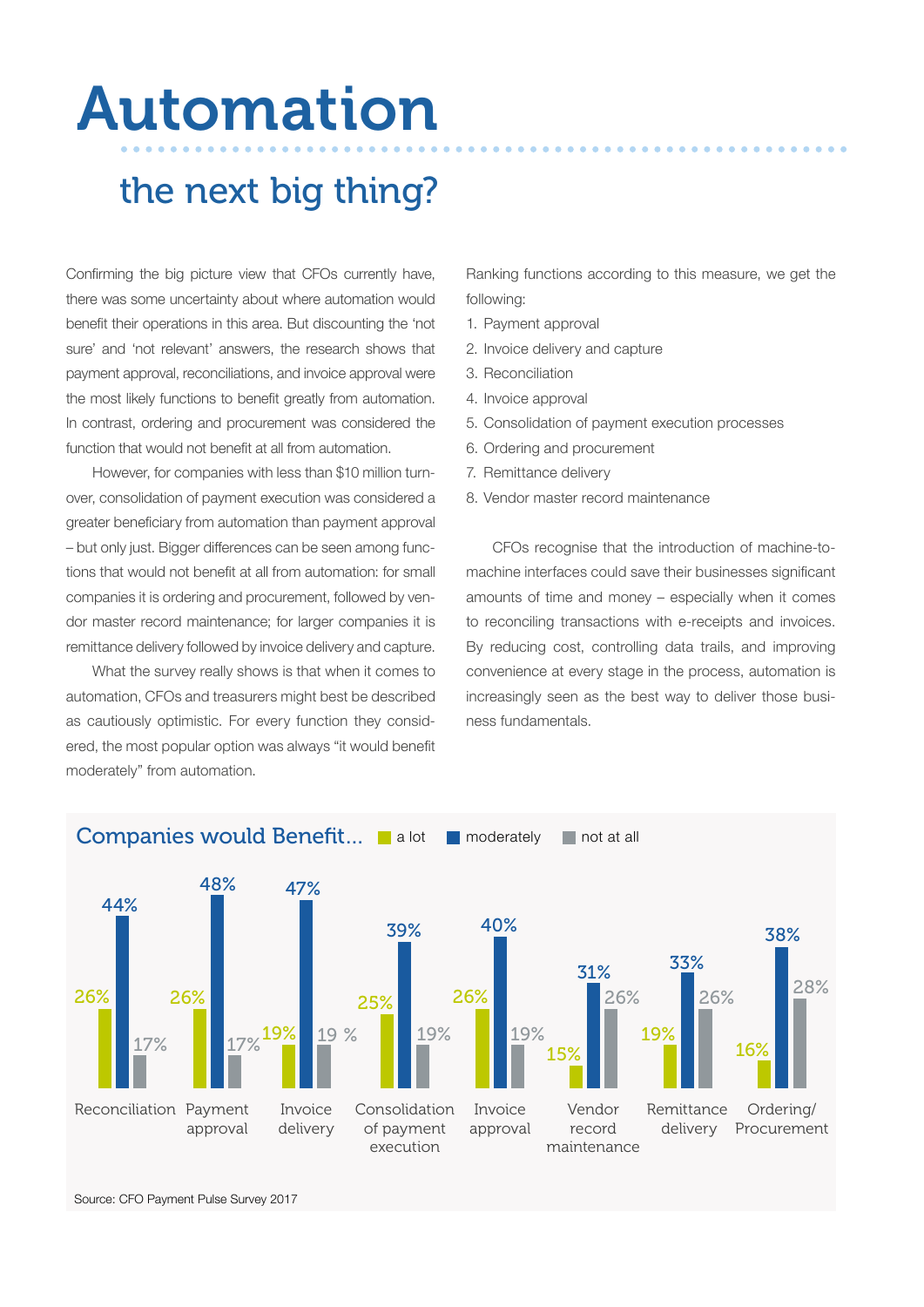# Automation

## the next big thing?

Confirming the big picture view that CFOs currently have, there was some uncertainty about where automation would benefit their operations in this area. But discounting the 'not sure' and 'not relevant' answers, the research shows that payment approval, reconciliations, and invoice approval were the most likely functions to benefit greatly from automation. In contrast, ordering and procurement was considered the function that would not benefit at all from automation.

However, for companies with less than $10 million turnover, consolidation of payment execution was considered a greater beneficiary from automation than payment approval – but only just. Bigger differences can be seen among functions that would not benefit at all from automation: for small companies it is ordering and procurement, followed by vendor master record maintenance; for larger companies it is remittance delivery followed by invoice delivery and capture.

What the survey really shows is that when it comes to automation, CFOs and treasurers might best be described as cautiously optimistic. For every function they considered, the most popular option was always "it would benefit moderately" from automation.

Ranking functions according to this measure, we get the following:

1. Payment approval
2. Invoice delivery and capture
3. Reconciliation
4. Invoice approval
5. Consolidation of payment execution processes
6. Ordering and procurement
7. Remittance delivery
8. Vendor master record maintenance

CFOs recognise that the introduction of machine-to-machine interfaces could save their businesses significant amounts of time and money – especially when it comes to reconciling transactions with e-receipts and invoices. By reducing cost, controlling data trails, and improving convenience at every stage in the process, automation is increasingly seen as the best way to deliver those business fundamentals.

### Companies would Benefit...

| Function | a lot | moderately | not at all |
|---|---|---|---|
| Reconciliation | 26% | 44% | 17% |
| Payment approval | 26% | 48% | 17% |
| Invoice delivery | 19% | 47% | 19 % |
| Consolidation of payment execution | 25% | 39% | 19% |
| Invoice approval | 26% | 40% | 19% |
| Vendor record maintenance | 15% | 31% | 26% |
| Remittance delivery | 19% | 33% | 26% |
| Ordering/ Procurement | 16% | 38% | 28% |

Source: CFO Payment Pulse Survey 2017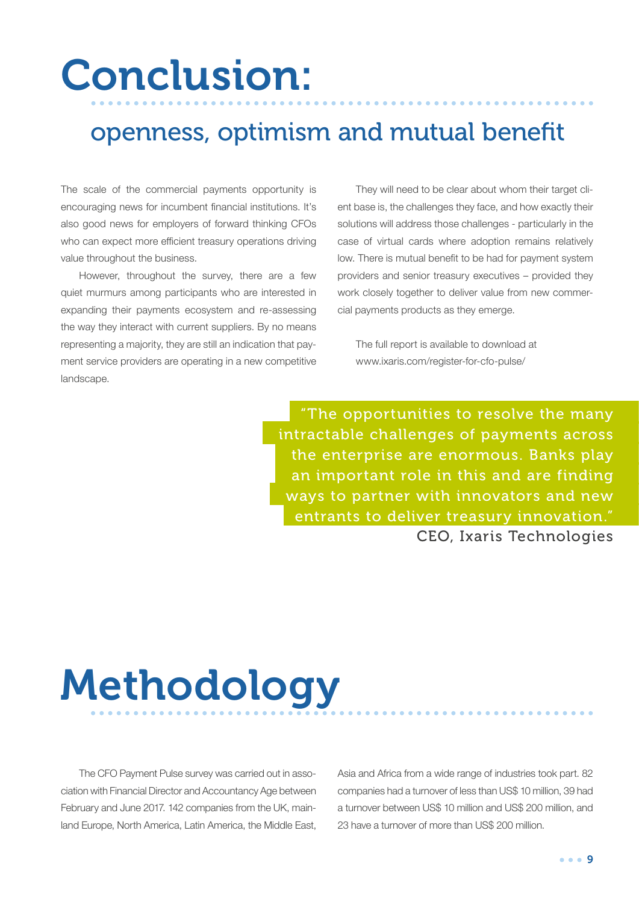# Conclusion:

## openness, optimism and mutual benefit

The scale of the commercial payments opportunity is encouraging news for incumbent financial institutions. It's also good news for employers of forward thinking CFOs who can expect more efficient treasury operations driving value throughout the business.

However, throughout the survey, there are a few quiet murmurs among participants who are interested in expanding their payments ecosystem and re-assessing the way they interact with current suppliers. By no means representing a majority, they are still an indication that payment service providers are operating in a new competitive landscape.

They will need to be clear about whom their target client base is, the challenges they face, and how exactly their solutions will address those challenges - particularly in the case of virtual cards where adoption remains relatively low. There is mutual benefit to be had for payment system providers and senior treasury executives – provided they work closely together to deliver value from new commercial payments products as they emerge.

The full report is available to download at www.ixaris.com/register-for-cfo-pulse/

> "The opportunities to resolve the many intractable challenges of payments across the enterprise are enormous. Banks play an important role in this and are finding ways to partner with innovators and new entrants to deliver treasury innovation."
>
> CEO, Ixaris Technologies

# Methodology

The CFO Payment Pulse survey was carried out in association with Financial Director and Accountancy Age between February and June 2017. 142 companies from the UK, mainland Europe, North America, Latin America, the Middle East, Asia and Africa from a wide range of industries took part. 82 companies had a turnover of less than US$ 10 million, 39 had a turnover between US$ 10 million and US$ 200 million, and 23 have a turnover of more than US$ 200 million.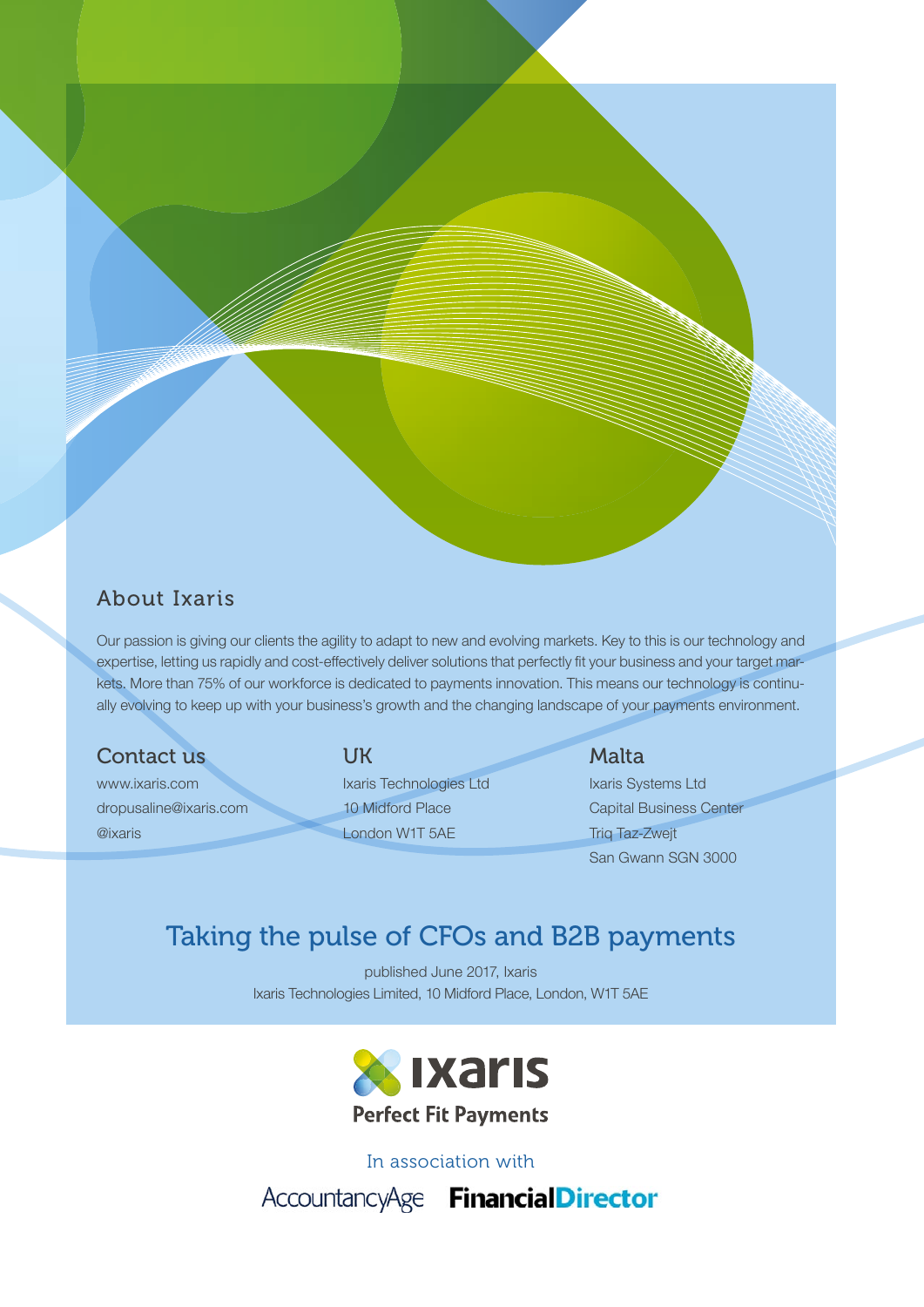## About Ixaris

Our passion is giving our clients the agility to adapt to new and evolving markets. Key to this is our technology and expertise, letting us rapidly and cost-effectively deliver solutions that perfectly fit your business and your target markets. More than 75% of our workforce is dedicated to payments innovation. This means our technology is continually evolving to keep up with your business's growth and the changing landscape of your payments environment.

### Contact us

www.ixaris.com
dropusaline@ixaris.com
@ixaris

### UK

Ixaris Technologies Ltd
10 Midford Place
London W1T 5AE

### Malta

Ixaris Systems Ltd
Capital Business Center
Triq Taz-Zwejt
San Gwann SGN 3000

## Taking the pulse of CFOs and B2B payments

published June 2017, Ixaris
Ixaris Technologies Limited, 10 Midford Place, London, W1T 5AE

ixaris
Perfect Fit Payments

In association with

AccountancyAge FinancialDirector